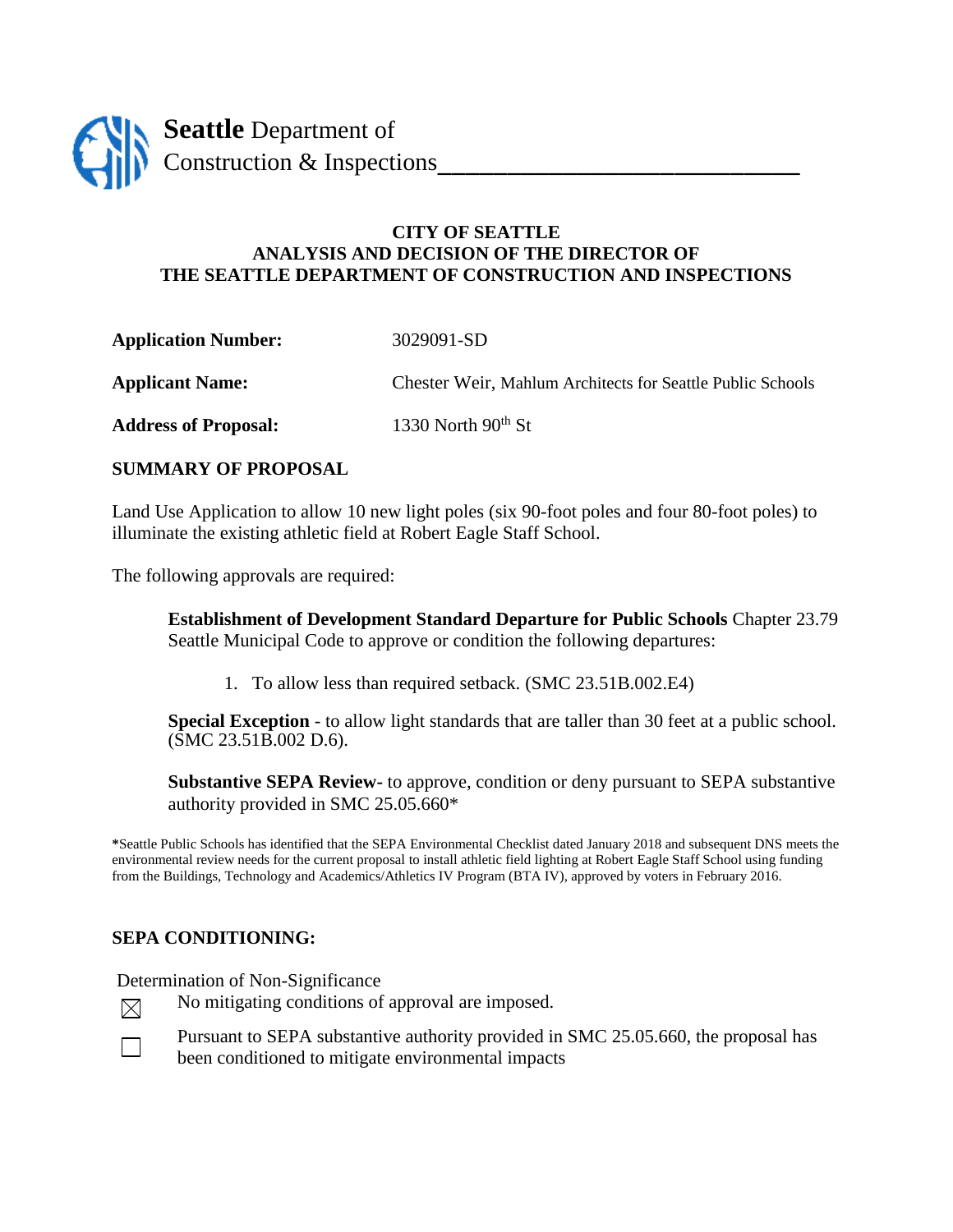**Seattle** Department of
Construction & Inspections

# CITY OF SEATTLE
## ANALYSIS AND DECISION OF THE DIRECTOR OF THE SEATTLE DEPARTMENT OF CONSTRUCTION AND INSPECTIONS

**Application Number:** 3029091-SD

**Applicant Name:** Chester Weir, Mahlum Architects for Seattle Public Schools

**Address of Proposal:** 1330 North 90th St

### SUMMARY OF PROPOSAL

Land Use Application to allow 10 new light poles (six 90-foot poles and four 80-foot poles) to illuminate the existing athletic field at Robert Eagle Staff School.

The following approvals are required:

> **Establishment of Development Standard Departure for Public Schools** Chapter 23.79 Seattle Municipal Code to approve or condition the following departures:
>
> 1. To allow less than required setback. (SMC 23.51B.002.E4)
>
> **Special Exception** - to allow light standards that are taller than 30 feet at a public school. (SMC 23.51B.002 D.6).
>
> **Substantive SEPA Review-** to approve, condition or deny pursuant to SEPA substantive authority provided in SMC 25.05.660*

*Seattle Public Schools has identified that the SEPA Environmental Checklist dated January 2018 and subsequent DNS meets the environmental review needs for the current proposal to install athletic field lighting at Robert Eagle Staff School using funding from the Buildings, Technology and Academics/Athletics IV Program (BTA IV), approved by voters in February 2016.

### SEPA CONDITIONING:

Determination of Non-Significance

☒ No mitigating conditions of approval are imposed.

☐ Pursuant to SEPA substantive authority provided in SMC 25.05.660, the proposal has been conditioned to mitigate environmental impacts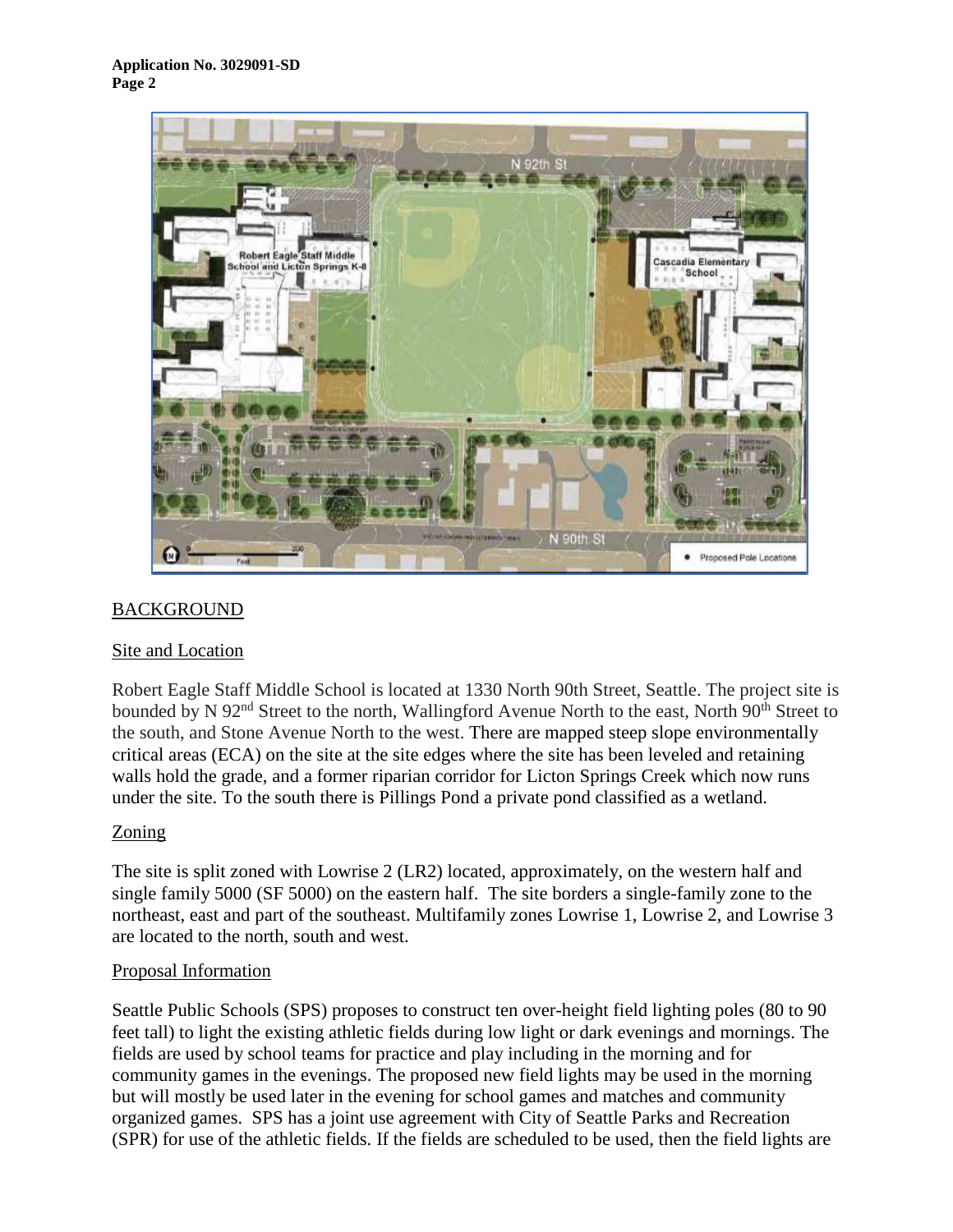## BACKGROUND

### Site and Location

Robert Eagle Staff Middle School is located at 1330 North 90th Street, Seattle. The project site is bounded by N 92nd Street to the north, Wallingford Avenue North to the east, North 90th Street to the south, and Stone Avenue North to the west. There are mapped steep slope environmentally critical areas (ECA) on the site at the site edges where the site has been leveled and retaining walls hold the grade, and a former riparian corridor for Licton Springs Creek which now runs under the site. To the south there is Pillings Pond a private pond classified as a wetland.

### Zoning

The site is split zoned with Lowrise 2 (LR2) located, approximately, on the western half and single family 5000 (SF 5000) on the eastern half. The site borders a single-family zone to the northeast, east and part of the southeast. Multifamily zones Lowrise 1, Lowrise 2, and Lowrise 3 are located to the north, south and west.

### Proposal Information

Seattle Public Schools (SPS) proposes to construct ten over-height field lighting poles (80 to 90 feet tall) to light the existing athletic fields during low light or dark evenings and mornings. The fields are used by school teams for practice and play including in the morning and for community games in the evenings. The proposed new field lights may be used in the morning but will mostly be used later in the evening for school games and matches and community organized games. SPS has a joint use agreement with City of Seattle Parks and Recreation (SPR) for use of the athletic fields. If the fields are scheduled to be used, then the field lights are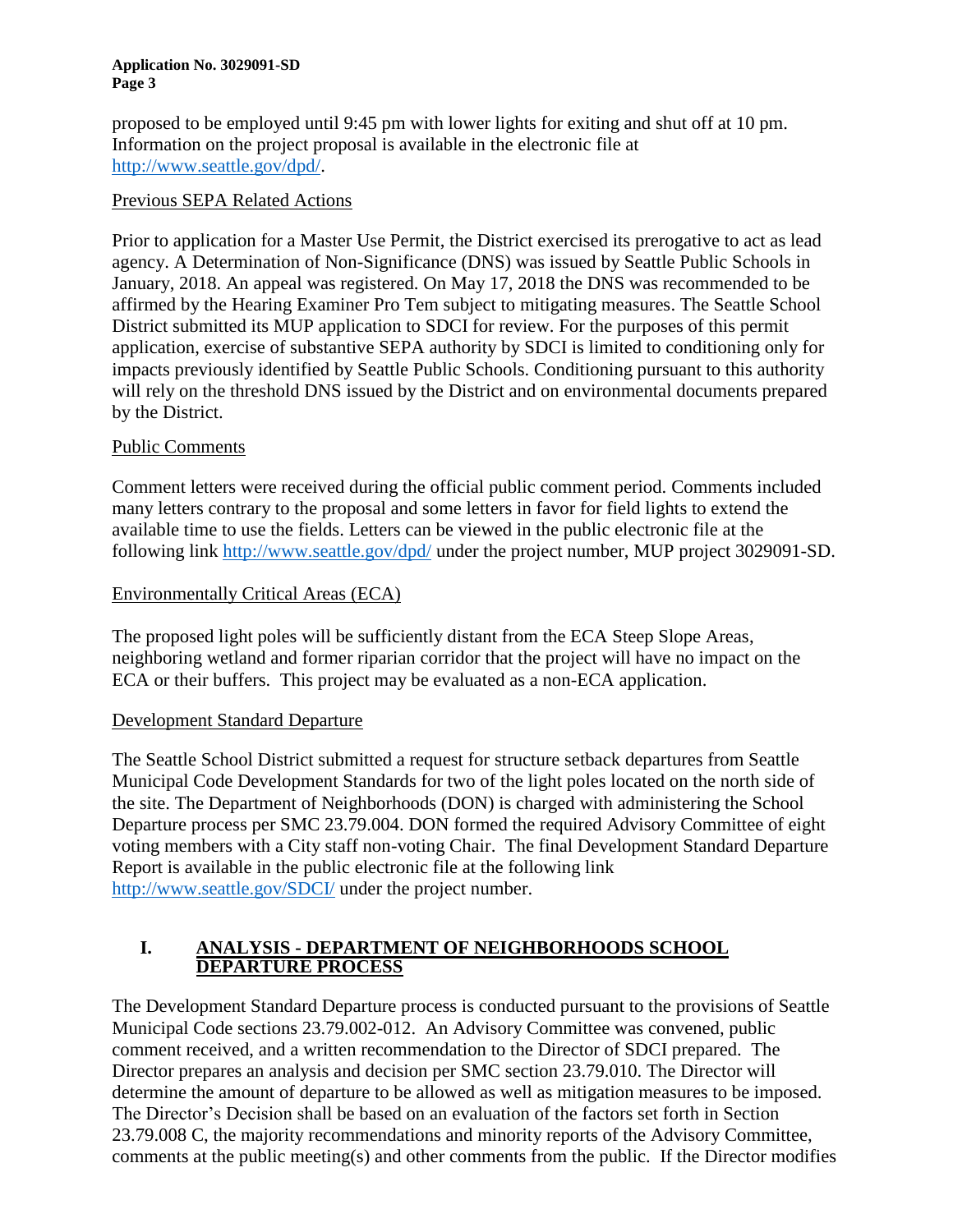proposed to be employed until 9:45 pm with lower lights for exiting and shut off at 10 pm. Information on the project proposal is available in the electronic file at http://www.seattle.gov/dpd/.

Previous SEPA Related Actions

Prior to application for a Master Use Permit, the District exercised its prerogative to act as lead agency. A Determination of Non-Significance (DNS) was issued by Seattle Public Schools in January, 2018. An appeal was registered. On May 17, 2018 the DNS was recommended to be affirmed by the Hearing Examiner Pro Tem subject to mitigating measures. The Seattle School District submitted its MUP application to SDCI for review. For the purposes of this permit application, exercise of substantive SEPA authority by SDCI is limited to conditioning only for impacts previously identified by Seattle Public Schools. Conditioning pursuant to this authority will rely on the threshold DNS issued by the District and on environmental documents prepared by the District.

Public Comments

Comment letters were received during the official public comment period. Comments included many letters contrary to the proposal and some letters in favor for field lights to extend the available time to use the fields. Letters can be viewed in the public electronic file at the following link http://www.seattle.gov/dpd/ under the project number, MUP project 3029091-SD.

Environmentally Critical Areas (ECA)

The proposed light poles will be sufficiently distant from the ECA Steep Slope Areas, neighboring wetland and former riparian corridor that the project will have no impact on the ECA or their buffers. This project may be evaluated as a non-ECA application.

Development Standard Departure

The Seattle School District submitted a request for structure setback departures from Seattle Municipal Code Development Standards for two of the light poles located on the north side of the site. The Department of Neighborhoods (DON) is charged with administering the School Departure process per SMC 23.79.004. DON formed the required Advisory Committee of eight voting members with a City staff non-voting Chair. The final Development Standard Departure Report is available in the public electronic file at the following link http://www.seattle.gov/SDCI/ under the project number.

## I. ANALYSIS - DEPARTMENT OF NEIGHBORHOODS SCHOOL DEPARTURE PROCESS

The Development Standard Departure process is conducted pursuant to the provisions of Seattle Municipal Code sections 23.79.002-012. An Advisory Committee was convened, public comment received, and a written recommendation to the Director of SDCI prepared. The Director prepares an analysis and decision per SMC section 23.79.010. The Director will determine the amount of departure to be allowed as well as mitigation measures to be imposed. The Director's Decision shall be based on an evaluation of the factors set forth in Section 23.79.008 C, the majority recommendations and minority reports of the Advisory Committee, comments at the public meeting(s) and other comments from the public. If the Director modifies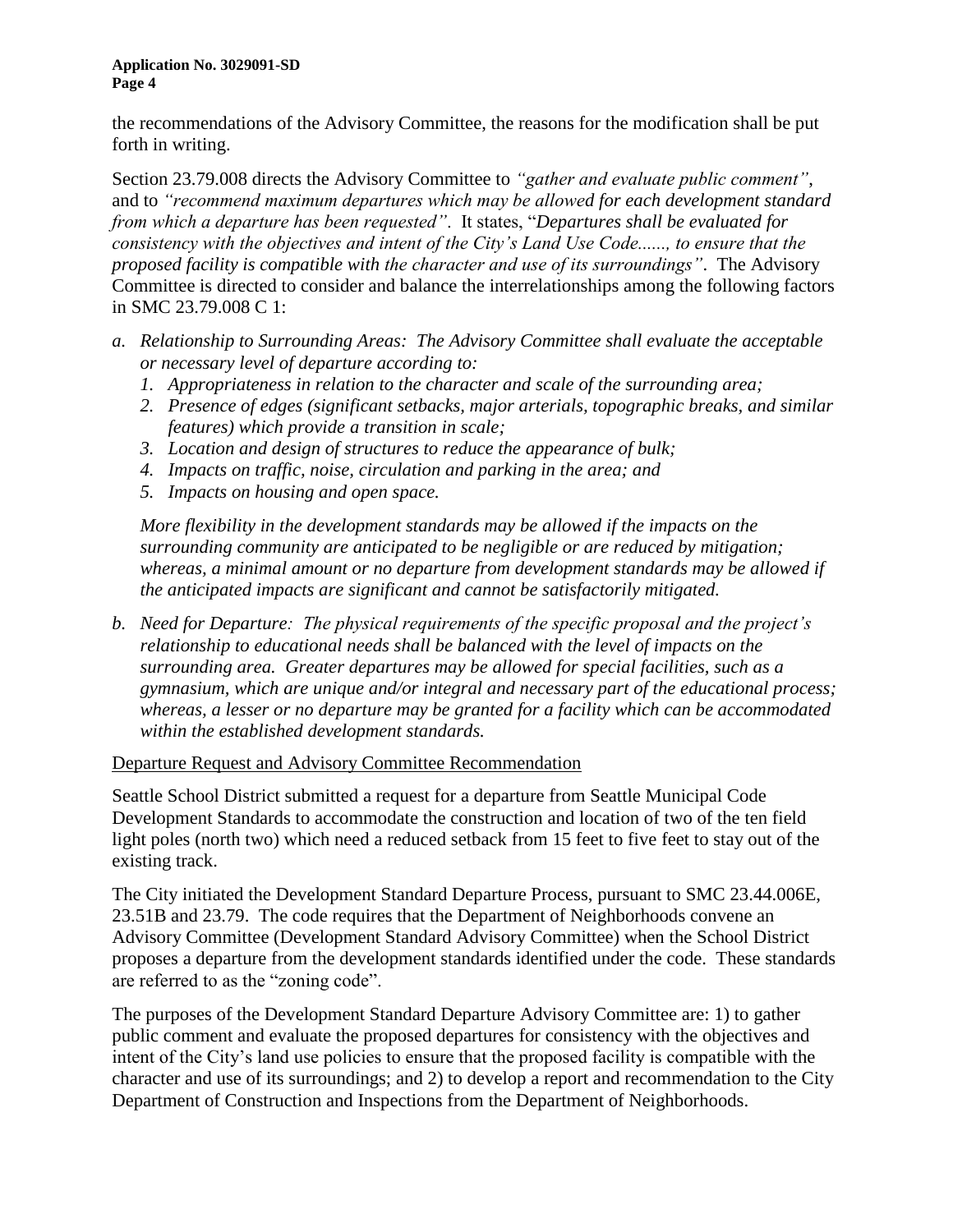the recommendations of the Advisory Committee, the reasons for the modification shall be put forth in writing.

Section 23.79.008 directs the Advisory Committee to *"gather and evaluate public comment"*, and to *"recommend maximum departures which may be allowed for each development standard from which a departure has been requested"*. It states, "*Departures shall be evaluated for consistency with the objectives and intent of the City's Land Use Code......, to ensure that the proposed facility is compatible with the character and use of its surroundings"*. The Advisory Committee is directed to consider and balance the interrelationships among the following factors in SMC 23.79.008 C 1:

*a. Relationship to Surrounding Areas: The Advisory Committee shall evaluate the acceptable or necessary level of departure according to:*

   *1. Appropriateness in relation to the character and scale of the surrounding area;*
   *2. Presence of edges (significant setbacks, major arterials, topographic breaks, and similar features) which provide a transition in scale;*
   *3. Location and design of structures to reduce the appearance of bulk;*
   *4. Impacts on traffic, noise, circulation and parking in the area; and*
   *5. Impacts on housing and open space.*

   *More flexibility in the development standards may be allowed if the impacts on the surrounding community are anticipated to be negligible or are reduced by mitigation; whereas, a minimal amount or no departure from development standards may be allowed if the anticipated impacts are significant and cannot be satisfactorily mitigated.*

*b. Need for Departure: The physical requirements of the specific proposal and the project's relationship to educational needs shall be balanced with the level of impacts on the surrounding area. Greater departures may be allowed for special facilities, such as a gymnasium, which are unique and/or integral and necessary part of the educational process; whereas, a lesser or no departure may be granted for a facility which can be accommodated within the established development standards.*

Departure Request and Advisory Committee Recommendation

Seattle School District submitted a request for a departure from Seattle Municipal Code Development Standards to accommodate the construction and location of two of the ten field light poles (north two) which need a reduced setback from 15 feet to five feet to stay out of the existing track.

The City initiated the Development Standard Departure Process, pursuant to SMC 23.44.006E, 23.51B and 23.79. The code requires that the Department of Neighborhoods convene an Advisory Committee (Development Standard Advisory Committee) when the School District proposes a departure from the development standards identified under the code. These standards are referred to as the "zoning code".

The purposes of the Development Standard Departure Advisory Committee are: 1) to gather public comment and evaluate the proposed departures for consistency with the objectives and intent of the City's land use policies to ensure that the proposed facility is compatible with the character and use of its surroundings; and 2) to develop a report and recommendation to the City Department of Construction and Inspections from the Department of Neighborhoods.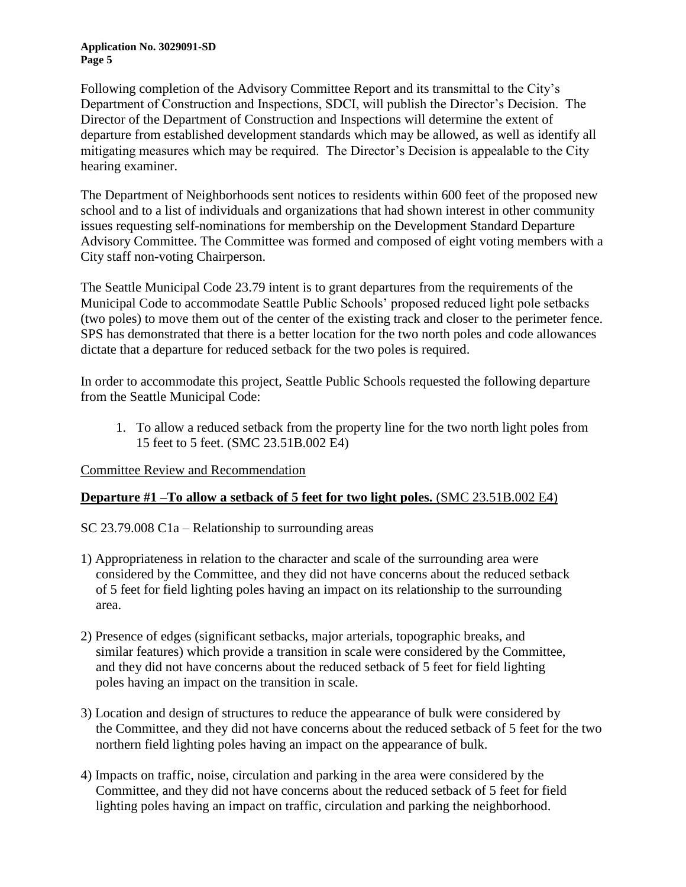Following completion of the Advisory Committee Report and its transmittal to the City's Department of Construction and Inspections, SDCI, will publish the Director's Decision. The Director of the Department of Construction and Inspections will determine the extent of departure from established development standards which may be allowed, as well as identify all mitigating measures which may be required. The Director's Decision is appealable to the City hearing examiner.

The Department of Neighborhoods sent notices to residents within 600 feet of the proposed new school and to a list of individuals and organizations that had shown interest in other community issues requesting self-nominations for membership on the Development Standard Departure Advisory Committee. The Committee was formed and composed of eight voting members with a City staff non-voting Chairperson.

The Seattle Municipal Code 23.79 intent is to grant departures from the requirements of the Municipal Code to accommodate Seattle Public Schools' proposed reduced light pole setbacks (two poles) to move them out of the center of the existing track and closer to the perimeter fence. SPS has demonstrated that there is a better location for the two north poles and code allowances dictate that a departure for reduced setback for the two poles is required.

In order to accommodate this project, Seattle Public Schools requested the following departure from the Seattle Municipal Code:

1. To allow a reduced setback from the property line for the two north light poles from 15 feet to 5 feet. (SMC 23.51B.002 E4)

<u>Committee Review and Recommendation</u>

<u>**Departure #1 –To allow a setback of 5 feet for two light poles.** (SMC 23.51B.002 E4)</u>

SC 23.79.008 C1a – Relationship to surrounding areas

1) Appropriateness in relation to the character and scale of the surrounding area were considered by the Committee, and they did not have concerns about the reduced setback of 5 feet for field lighting poles having an impact on its relationship to the surrounding area.

2) Presence of edges (significant setbacks, major arterials, topographic breaks, and similar features) which provide a transition in scale were considered by the Committee, and they did not have concerns about the reduced setback of 5 feet for field lighting poles having an impact on the transition in scale.

3) Location and design of structures to reduce the appearance of bulk were considered by the Committee, and they did not have concerns about the reduced setback of 5 feet for the two northern field lighting poles having an impact on the appearance of bulk.

4) Impacts on traffic, noise, circulation and parking in the area were considered by the Committee, and they did not have concerns about the reduced setback of 5 feet for field lighting poles having an impact on traffic, circulation and parking the neighborhood.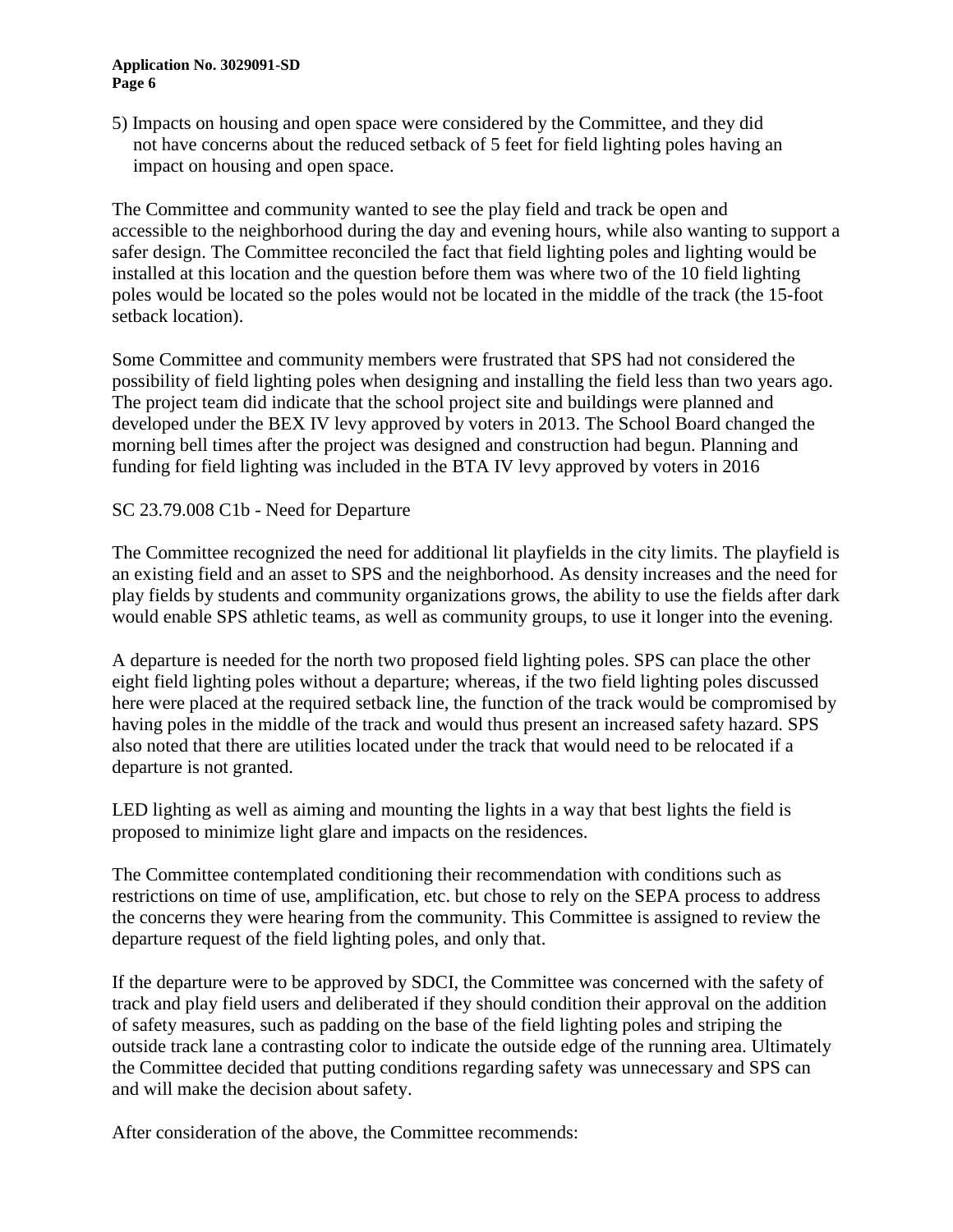5) Impacts on housing and open space were considered by the Committee, and they did not have concerns about the reduced setback of 5 feet for field lighting poles having an impact on housing and open space.

The Committee and community wanted to see the play field and track be open and accessible to the neighborhood during the day and evening hours, while also wanting to support a safer design. The Committee reconciled the fact that field lighting poles and lighting would be installed at this location and the question before them was where two of the 10 field lighting poles would be located so the poles would not be located in the middle of the track (the 15-foot setback location).

Some Committee and community members were frustrated that SPS had not considered the possibility of field lighting poles when designing and installing the field less than two years ago. The project team did indicate that the school project site and buildings were planned and developed under the BEX IV levy approved by voters in 2013. The School Board changed the morning bell times after the project was designed and construction had begun. Planning and funding for field lighting was included in the BTA IV levy approved by voters in 2016

SC 23.79.008 C1b - Need for Departure

The Committee recognized the need for additional lit playfields in the city limits. The playfield is an existing field and an asset to SPS and the neighborhood. As density increases and the need for play fields by students and community organizations grows, the ability to use the fields after dark would enable SPS athletic teams, as well as community groups, to use it longer into the evening.

A departure is needed for the north two proposed field lighting poles. SPS can place the other eight field lighting poles without a departure; whereas, if the two field lighting poles discussed here were placed at the required setback line, the function of the track would be compromised by having poles in the middle of the track and would thus present an increased safety hazard. SPS also noted that there are utilities located under the track that would need to be relocated if a departure is not granted.

LED lighting as well as aiming and mounting the lights in a way that best lights the field is proposed to minimize light glare and impacts on the residences.

The Committee contemplated conditioning their recommendation with conditions such as restrictions on time of use, amplification, etc. but chose to rely on the SEPA process to address the concerns they were hearing from the community. This Committee is assigned to review the departure request of the field lighting poles, and only that.

If the departure were to be approved by SDCI, the Committee was concerned with the safety of track and play field users and deliberated if they should condition their approval on the addition of safety measures, such as padding on the base of the field lighting poles and striping the outside track lane a contrasting color to indicate the outside edge of the running area. Ultimately the Committee decided that putting conditions regarding safety was unnecessary and SPS can and will make the decision about safety.

After consideration of the above, the Committee recommends: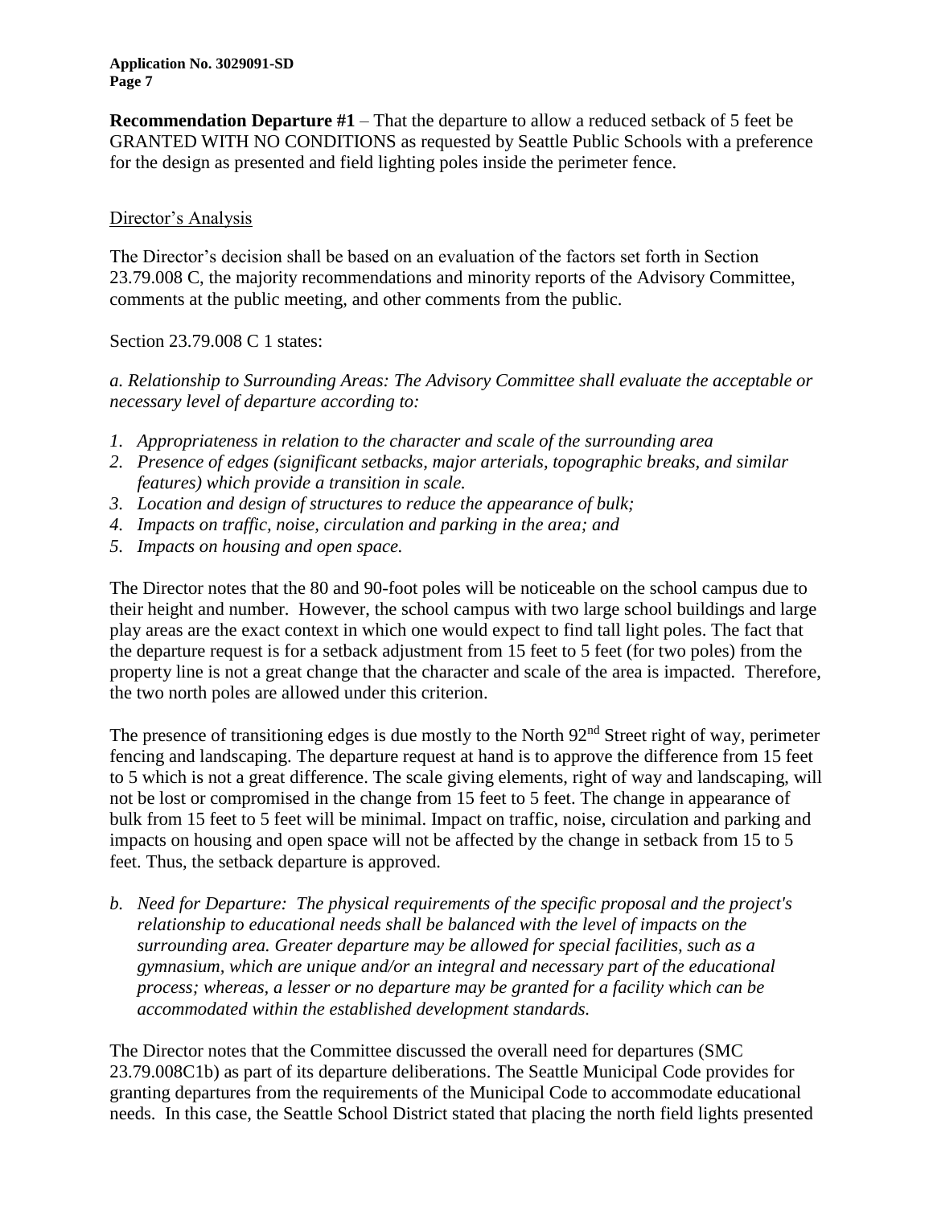**Recommendation Departure #1** – That the departure to allow a reduced setback of 5 feet be GRANTED WITH NO CONDITIONS as requested by Seattle Public Schools with a preference for the design as presented and field lighting poles inside the perimeter fence.

Director's Analysis

The Director's decision shall be based on an evaluation of the factors set forth in Section 23.79.008 C, the majority recommendations and minority reports of the Advisory Committee, comments at the public meeting, and other comments from the public.

Section 23.79.008 C 1 states:

*a. Relationship to Surrounding Areas: The Advisory Committee shall evaluate the acceptable or necessary level of departure according to:*

1. *Appropriateness in relation to the character and scale of the surrounding area*
2. *Presence of edges (significant setbacks, major arterials, topographic breaks, and similar features) which provide a transition in scale.*
3. *Location and design of structures to reduce the appearance of bulk;*
4. *Impacts on traffic, noise, circulation and parking in the area; and*
5. *Impacts on housing and open space.*

The Director notes that the 80 and 90-foot poles will be noticeable on the school campus due to their height and number. However, the school campus with two large school buildings and large play areas are the exact context in which one would expect to find tall light poles. The fact that the departure request is for a setback adjustment from 15 feet to 5 feet (for two poles) from the property line is not a great change that the character and scale of the area is impacted. Therefore, the two north poles are allowed under this criterion.

The presence of transitioning edges is due mostly to the North 92nd Street right of way, perimeter fencing and landscaping. The departure request at hand is to approve the difference from 15 feet to 5 which is not a great difference. The scale giving elements, right of way and landscaping, will not be lost or compromised in the change from 15 feet to 5 feet. The change in appearance of bulk from 15 feet to 5 feet will be minimal. Impact on traffic, noise, circulation and parking and impacts on housing and open space will not be affected by the change in setback from 15 to 5 feet. Thus, the setback departure is approved.

*b. Need for Departure: The physical requirements of the specific proposal and the project's relationship to educational needs shall be balanced with the level of impacts on the surrounding area. Greater departure may be allowed for special facilities, such as a gymnasium, which are unique and/or an integral and necessary part of the educational process; whereas, a lesser or no departure may be granted for a facility which can be accommodated within the established development standards.*

The Director notes that the Committee discussed the overall need for departures (SMC 23.79.008C1b) as part of its departure deliberations. The Seattle Municipal Code provides for granting departures from the requirements of the Municipal Code to accommodate educational needs. In this case, the Seattle School District stated that placing the north field lights presented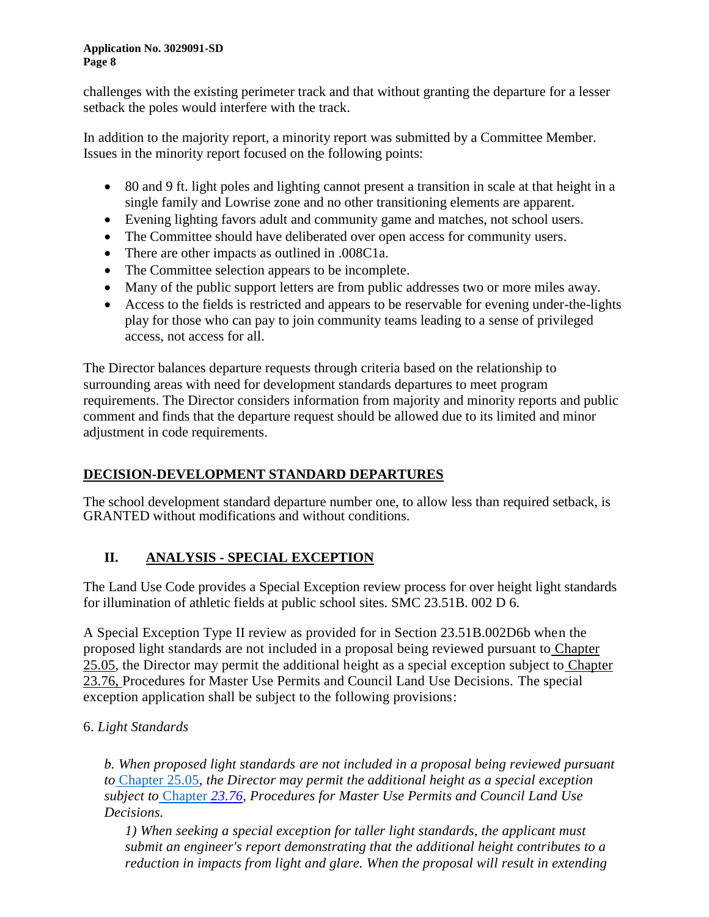challenges with the existing perimeter track and that without granting the departure for a lesser setback the poles would interfere with the track.

In addition to the majority report, a minority report was submitted by a Committee Member. Issues in the minority report focused on the following points:

- 80 and 9 ft. light poles and lighting cannot present a transition in scale at that height in a single family and Lowrise zone and no other transitioning elements are apparent.
- Evening lighting favors adult and community game and matches, not school users.
- The Committee should have deliberated over open access for community users.
- There are other impacts as outlined in .008C1a.
- The Committee selection appears to be incomplete.
- Many of the public support letters are from public addresses two or more miles away.
- Access to the fields is restricted and appears to be reservable for evening under-the-lights play for those who can pay to join community teams leading to a sense of privileged access, not access for all.

The Director balances departure requests through criteria based on the relationship to surrounding areas with need for development standards departures to meet program requirements. The Director considers information from majority and minority reports and public comment and finds that the departure request should be allowed due to its limited and minor adjustment in code requirements.

## DECISION-DEVELOPMENT STANDARD DEPARTURES

The school development standard departure number one, to allow less than required setback, is GRANTED without modifications and without conditions.

## II. ANALYSIS - SPECIAL EXCEPTION

The Land Use Code provides a Special Exception review process for over height light standards for illumination of athletic fields at public school sites. SMC 23.51B. 002 D 6.

A Special Exception Type II review as provided for in Section 23.51B.002D6b when the proposed light standards are not included in a proposal being reviewed pursuant to Chapter 25.05, the Director may permit the additional height as a special exception subject to Chapter 23.76, Procedures for Master Use Permits and Council Land Use Decisions. The special exception application shall be subject to the following provisions:

6. *Light Standards*

> *b. When proposed light standards are not included in a proposal being reviewed pursuant to* Chapter 25.05*, the Director may permit the additional height as a special exception subject to* Chapter *23.76, Procedures for Master Use Permits and Council Land Use Decisions.*
>
> *1) When seeking a special exception for taller light standards, the applicant must submit an engineer's report demonstrating that the additional height contributes to a reduction in impacts from light and glare. When the proposal will result in extending*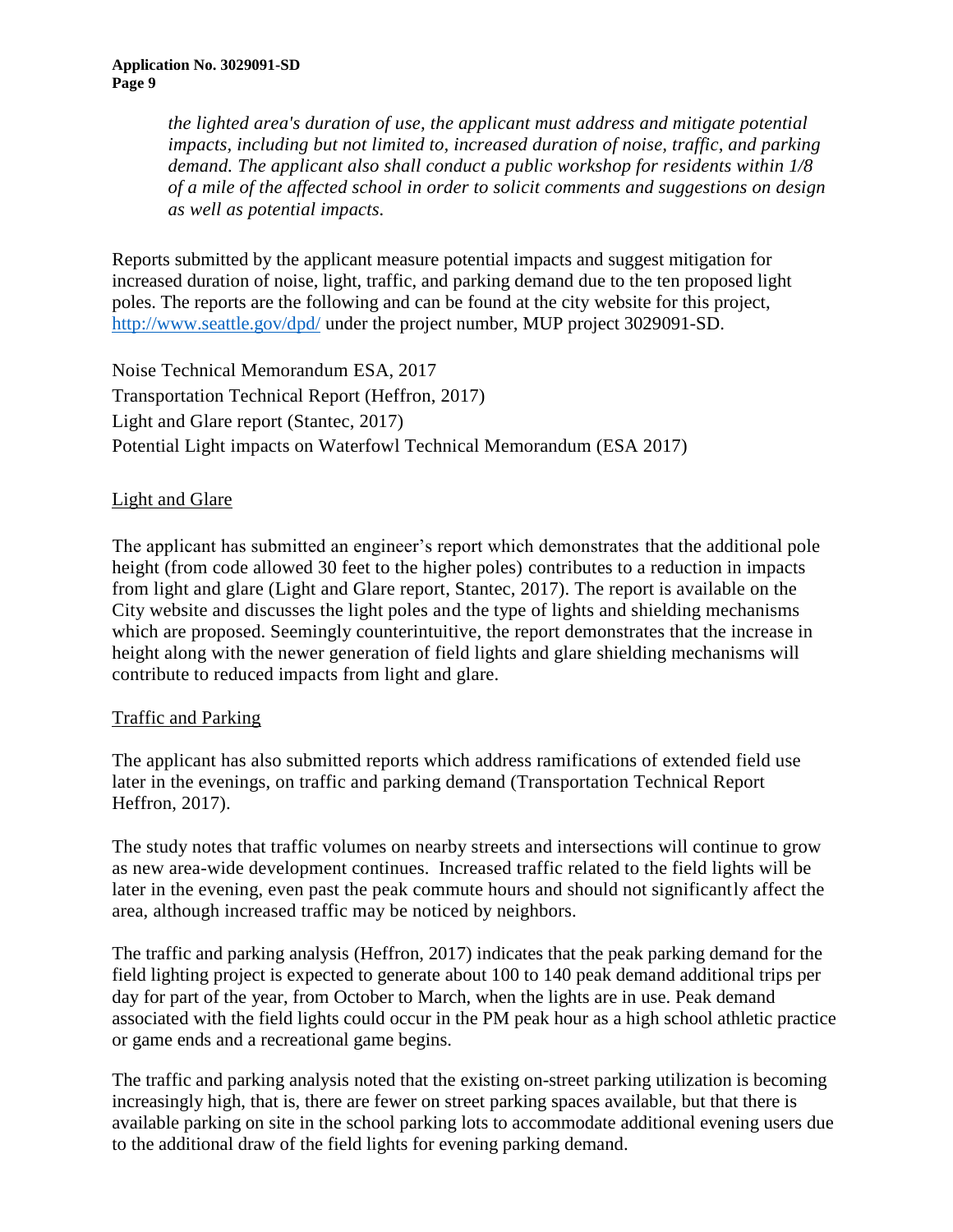> *the lighted area's duration of use, the applicant must address and mitigate potential impacts, including but not limited to, increased duration of noise, traffic, and parking demand. The applicant also shall conduct a public workshop for residents within 1/8 of a mile of the affected school in order to solicit comments and suggestions on design as well as potential impacts.*

Reports submitted by the applicant measure potential impacts and suggest mitigation for increased duration of noise, light, traffic, and parking demand due to the ten proposed light poles. The reports are the following and can be found at the city website for this project, [http://www.seattle.gov/dpd/](http://www.seattle.gov/dpd/) under the project number, MUP project 3029091-SD.

Noise Technical Memorandum ESA, 2017
Transportation Technical Report (Heffron, 2017)
Light and Glare report (Stantec, 2017)
Potential Light impacts on Waterfowl Technical Memorandum (ESA 2017)

<u>Light and Glare</u>

The applicant has submitted an engineer's report which demonstrates that the additional pole height (from code allowed 30 feet to the higher poles) contributes to a reduction in impacts from light and glare (Light and Glare report, Stantec, 2017). The report is available on the City website and discusses the light poles and the type of lights and shielding mechanisms which are proposed. Seemingly counterintuitive, the report demonstrates that the increase in height along with the newer generation of field lights and glare shielding mechanisms will contribute to reduced impacts from light and glare.

<u>Traffic and Parking</u>

The applicant has also submitted reports which address ramifications of extended field use later in the evenings, on traffic and parking demand (Transportation Technical Report Heffron, 2017).

The study notes that traffic volumes on nearby streets and intersections will continue to grow as new area-wide development continues. Increased traffic related to the field lights will be later in the evening, even past the peak commute hours and should not significantly affect the area, although increased traffic may be noticed by neighbors.

The traffic and parking analysis (Heffron, 2017) indicates that the peak parking demand for the field lighting project is expected to generate about 100 to 140 peak demand additional trips per day for part of the year, from October to March, when the lights are in use. Peak demand associated with the field lights could occur in the PM peak hour as a high school athletic practice or game ends and a recreational game begins.

The traffic and parking analysis noted that the existing on-street parking utilization is becoming increasingly high, that is, there are fewer on street parking spaces available, but that there is available parking on site in the school parking lots to accommodate additional evening users due to the additional draw of the field lights for evening parking demand.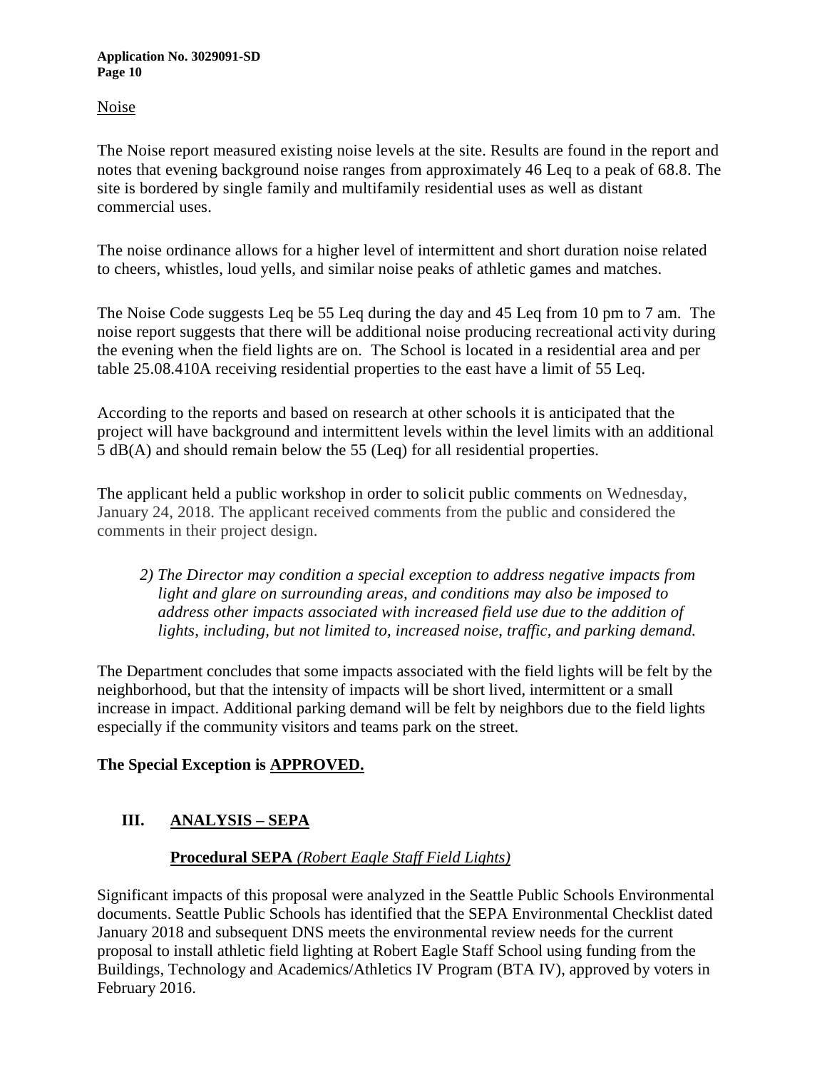Noise

The Noise report measured existing noise levels at the site. Results are found in the report and notes that evening background noise ranges from approximately 46 Leq to a peak of 68.8. The site is bordered by single family and multifamily residential uses as well as distant commercial uses.

The noise ordinance allows for a higher level of intermittent and short duration noise related to cheers, whistles, loud yells, and similar noise peaks of athletic games and matches.

The Noise Code suggests Leq be 55 Leq during the day and 45 Leq from 10 pm to 7 am. The noise report suggests that there will be additional noise producing recreational activity during the evening when the field lights are on. The School is located in a residential area and per table 25.08.410A receiving residential properties to the east have a limit of 55 Leq.

According to the reports and based on research at other schools it is anticipated that the project will have background and intermittent levels within the level limits with an additional 5 dB(A) and should remain below the 55 (Leq) for all residential properties.

The applicant held a public workshop in order to solicit public comments on Wednesday, January 24, 2018. The applicant received comments from the public and considered the comments in their project design.

> *2) The Director may condition a special exception to address negative impacts from light and glare on surrounding areas, and conditions may also be imposed to address other impacts associated with increased field use due to the addition of lights, including, but not limited to, increased noise, traffic, and parking demand.*

The Department concludes that some impacts associated with the field lights will be felt by the neighborhood, but that the intensity of impacts will be short lived, intermittent or a small increase in impact. Additional parking demand will be felt by neighbors due to the field lights especially if the community visitors and teams park on the street.

**The Special Exception is APPROVED.**

## III. ANALYSIS – SEPA

### Procedural SEPA *(Robert Eagle Staff Field Lights)*

Significant impacts of this proposal were analyzed in the Seattle Public Schools Environmental documents. Seattle Public Schools has identified that the SEPA Environmental Checklist dated January 2018 and subsequent DNS meets the environmental review needs for the current proposal to install athletic field lighting at Robert Eagle Staff School using funding from the Buildings, Technology and Academics/Athletics IV Program (BTA IV), approved by voters in February 2016.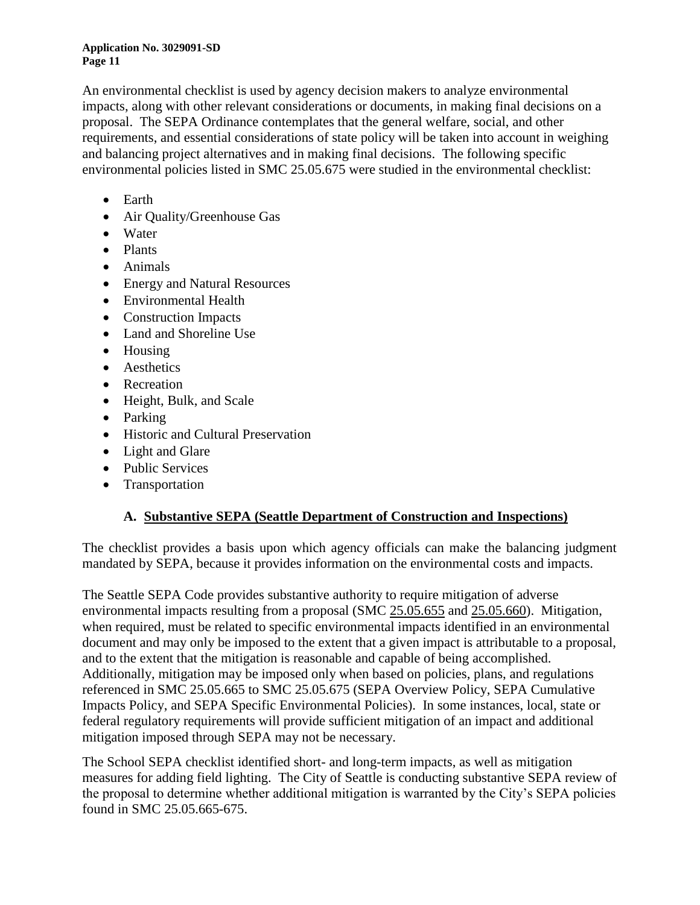An environmental checklist is used by agency decision makers to analyze environmental impacts, along with other relevant considerations or documents, in making final decisions on a proposal. The SEPA Ordinance contemplates that the general welfare, social, and other requirements, and essential considerations of state policy will be taken into account in weighing and balancing project alternatives and in making final decisions. The following specific environmental policies listed in SMC 25.05.675 were studied in the environmental checklist:

- Earth
- Air Quality/Greenhouse Gas
- Water
- Plants
- Animals
- Energy and Natural Resources
- Environmental Health
- Construction Impacts
- Land and Shoreline Use
- Housing
- Aesthetics
- Recreation
- Height, Bulk, and Scale
- Parking
- Historic and Cultural Preservation
- Light and Glare
- Public Services
- Transportation

### A. Substantive SEPA (Seattle Department of Construction and Inspections)

The checklist provides a basis upon which agency officials can make the balancing judgment mandated by SEPA, because it provides information on the environmental costs and impacts.

The Seattle SEPA Code provides substantive authority to require mitigation of adverse environmental impacts resulting from a proposal (SMC 25.05.655 and 25.05.660). Mitigation, when required, must be related to specific environmental impacts identified in an environmental document and may only be imposed to the extent that a given impact is attributable to a proposal, and to the extent that the mitigation is reasonable and capable of being accomplished. Additionally, mitigation may be imposed only when based on policies, plans, and regulations referenced in SMC 25.05.665 to SMC 25.05.675 (SEPA Overview Policy, SEPA Cumulative Impacts Policy, and SEPA Specific Environmental Policies). In some instances, local, state or federal regulatory requirements will provide sufficient mitigation of an impact and additional mitigation imposed through SEPA may not be necessary.

The School SEPA checklist identified short- and long-term impacts, as well as mitigation measures for adding field lighting. The City of Seattle is conducting substantive SEPA review of the proposal to determine whether additional mitigation is warranted by the City's SEPA policies found in SMC 25.05.665-675.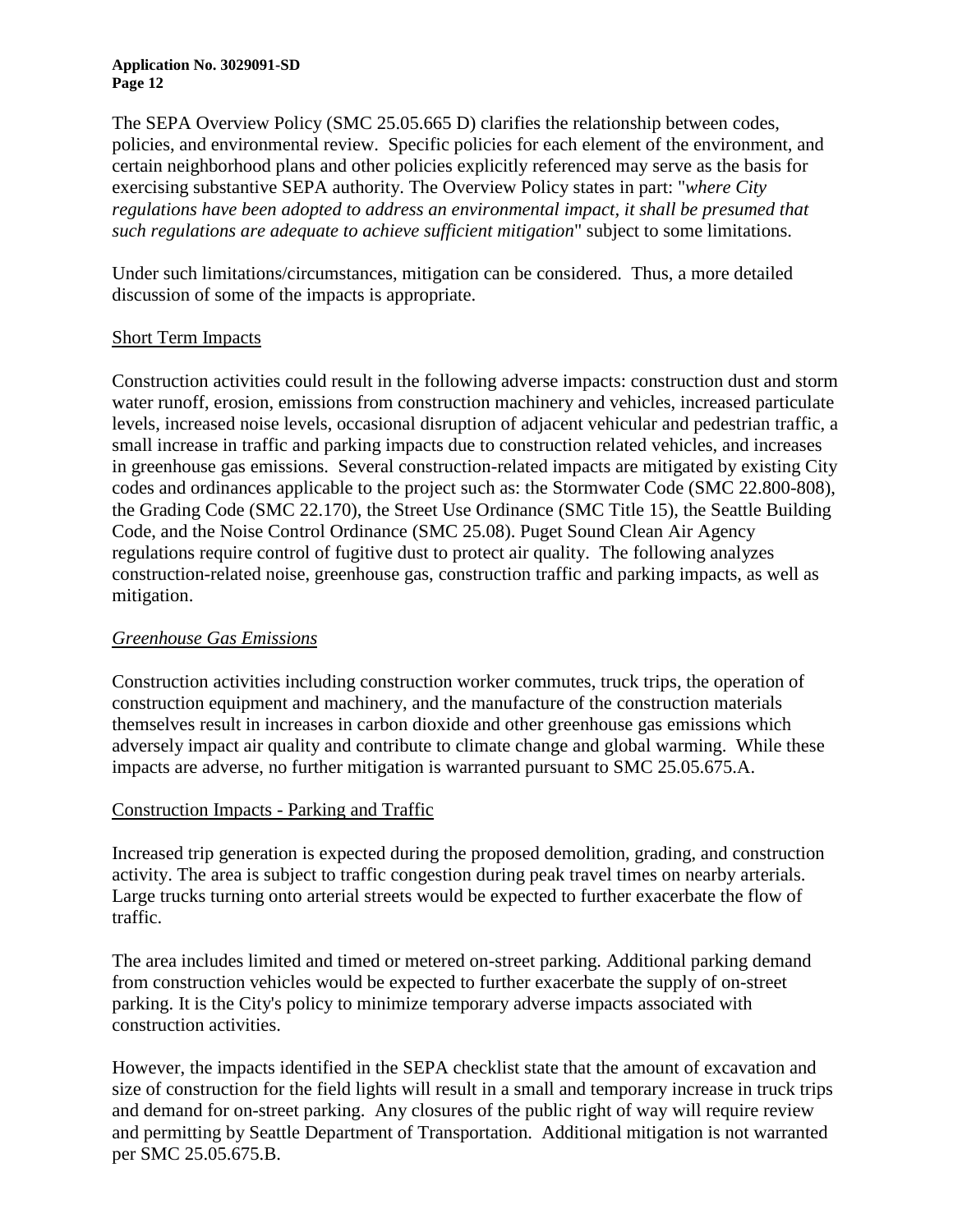The SEPA Overview Policy (SMC 25.05.665 D) clarifies the relationship between codes, policies, and environmental review. Specific policies for each element of the environment, and certain neighborhood plans and other policies explicitly referenced may serve as the basis for exercising substantive SEPA authority. The Overview Policy states in part: "*where City regulations have been adopted to address an environmental impact, it shall be presumed that such regulations are adequate to achieve sufficient mitigation*" subject to some limitations.

Under such limitations/circumstances, mitigation can be considered. Thus, a more detailed discussion of some of the impacts is appropriate.

## Short Term Impacts

Construction activities could result in the following adverse impacts: construction dust and storm water runoff, erosion, emissions from construction machinery and vehicles, increased particulate levels, increased noise levels, occasional disruption of adjacent vehicular and pedestrian traffic, a small increase in traffic and parking impacts due to construction related vehicles, and increases in greenhouse gas emissions. Several construction-related impacts are mitigated by existing City codes and ordinances applicable to the project such as: the Stormwater Code (SMC 22.800-808), the Grading Code (SMC 22.170), the Street Use Ordinance (SMC Title 15), the Seattle Building Code, and the Noise Control Ordinance (SMC 25.08). Puget Sound Clean Air Agency regulations require control of fugitive dust to protect air quality. The following analyzes construction-related noise, greenhouse gas, construction traffic and parking impacts, as well as mitigation.

### *Greenhouse Gas Emissions*

Construction activities including construction worker commutes, truck trips, the operation of construction equipment and machinery, and the manufacture of the construction materials themselves result in increases in carbon dioxide and other greenhouse gas emissions which adversely impact air quality and contribute to climate change and global warming. While these impacts are adverse, no further mitigation is warranted pursuant to SMC 25.05.675.A.

### Construction Impacts - Parking and Traffic

Increased trip generation is expected during the proposed demolition, grading, and construction activity. The area is subject to traffic congestion during peak travel times on nearby arterials. Large trucks turning onto arterial streets would be expected to further exacerbate the flow of traffic.

The area includes limited and timed or metered on-street parking. Additional parking demand from construction vehicles would be expected to further exacerbate the supply of on-street parking. It is the City's policy to minimize temporary adverse impacts associated with construction activities.

However, the impacts identified in the SEPA checklist state that the amount of excavation and size of construction for the field lights will result in a small and temporary increase in truck trips and demand for on-street parking. Any closures of the public right of way will require review and permitting by Seattle Department of Transportation. Additional mitigation is not warranted per SMC 25.05.675.B.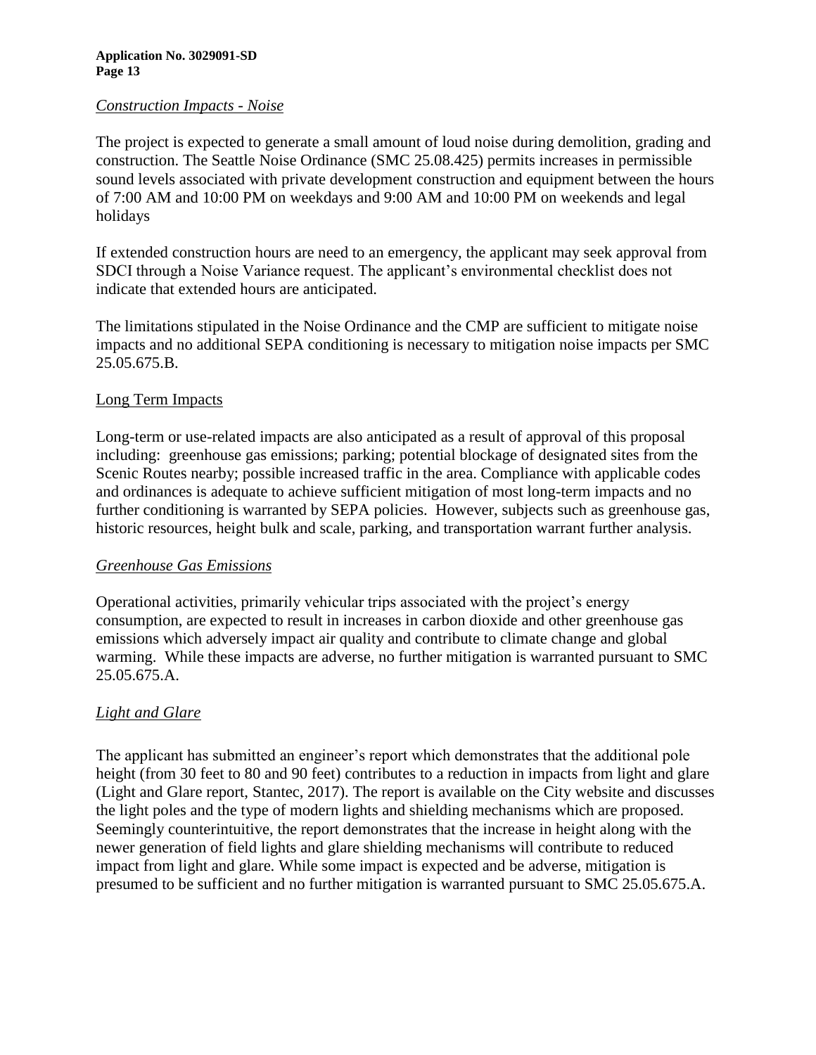*Construction Impacts - Noise*

The project is expected to generate a small amount of loud noise during demolition, grading and construction. The Seattle Noise Ordinance (SMC 25.08.425) permits increases in permissible sound levels associated with private development construction and equipment between the hours of 7:00 AM and 10:00 PM on weekdays and 9:00 AM and 10:00 PM on weekends and legal holidays

If extended construction hours are need to an emergency, the applicant may seek approval from SDCI through a Noise Variance request. The applicant's environmental checklist does not indicate that extended hours are anticipated.

The limitations stipulated in the Noise Ordinance and the CMP are sufficient to mitigate noise impacts and no additional SEPA conditioning is necessary to mitigation noise impacts per SMC 25.05.675.B.

Long Term Impacts

Long-term or use-related impacts are also anticipated as a result of approval of this proposal including: greenhouse gas emissions; parking; potential blockage of designated sites from the Scenic Routes nearby; possible increased traffic in the area. Compliance with applicable codes and ordinances is adequate to achieve sufficient mitigation of most long-term impacts and no further conditioning is warranted by SEPA policies. However, subjects such as greenhouse gas, historic resources, height bulk and scale, parking, and transportation warrant further analysis.

*Greenhouse Gas Emissions*

Operational activities, primarily vehicular trips associated with the project's energy consumption, are expected to result in increases in carbon dioxide and other greenhouse gas emissions which adversely impact air quality and contribute to climate change and global warming. While these impacts are adverse, no further mitigation is warranted pursuant to SMC 25.05.675.A.

*Light and Glare*

The applicant has submitted an engineer's report which demonstrates that the additional pole height (from 30 feet to 80 and 90 feet) contributes to a reduction in impacts from light and glare (Light and Glare report, Stantec, 2017). The report is available on the City website and discusses the light poles and the type of modern lights and shielding mechanisms which are proposed. Seemingly counterintuitive, the report demonstrates that the increase in height along with the newer generation of field lights and glare shielding mechanisms will contribute to reduced impact from light and glare. While some impact is expected and be adverse, mitigation is presumed to be sufficient and no further mitigation is warranted pursuant to SMC 25.05.675.A.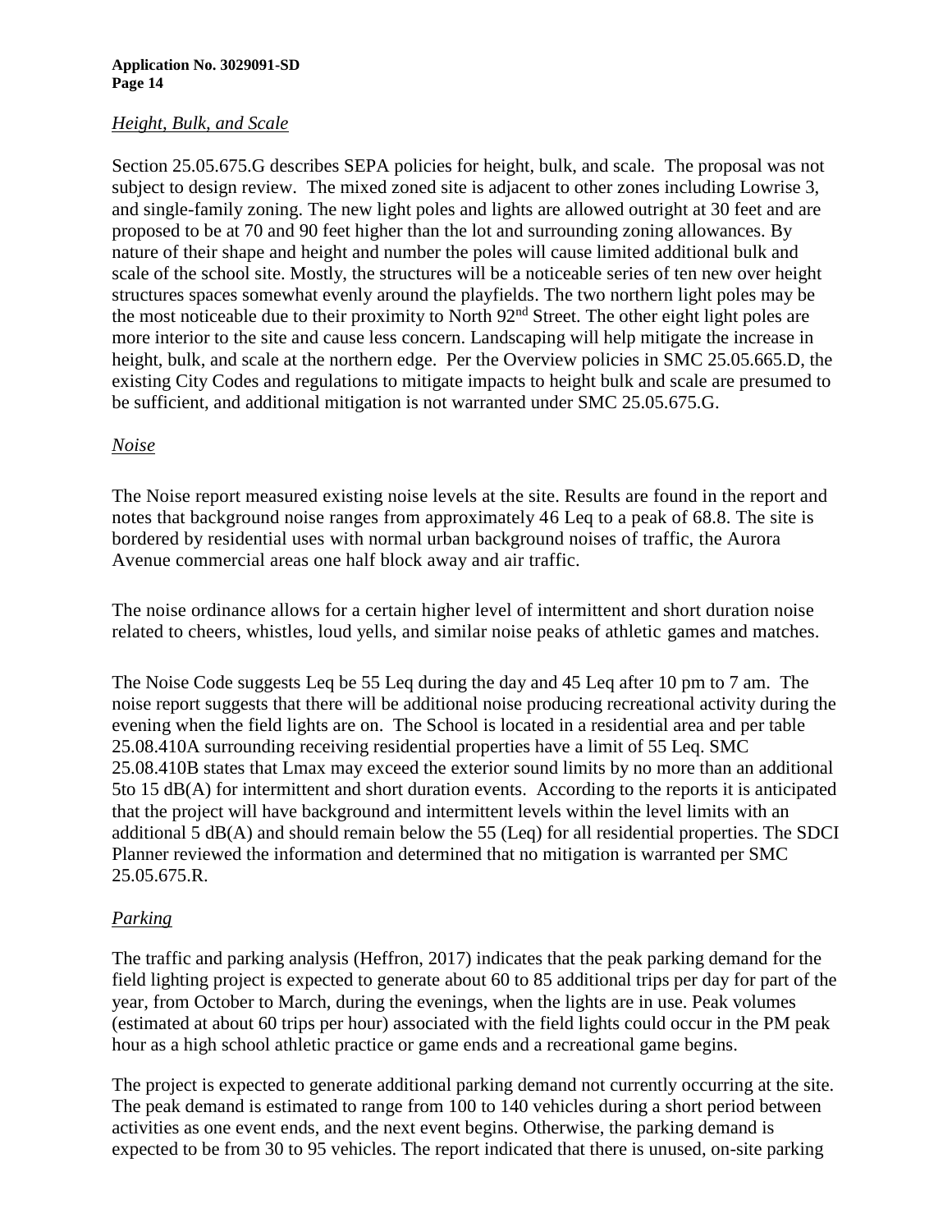*Height, Bulk, and Scale*

Section 25.05.675.G describes SEPA policies for height, bulk, and scale. The proposal was not subject to design review. The mixed zoned site is adjacent to other zones including Lowrise 3, and single-family zoning. The new light poles and lights are allowed outright at 30 feet and are proposed to be at 70 and 90 feet higher than the lot and surrounding zoning allowances. By nature of their shape and height and number the poles will cause limited additional bulk and scale of the school site. Mostly, the structures will be a noticeable series of ten new over height structures spaces somewhat evenly around the playfields. The two northern light poles may be the most noticeable due to their proximity to North 92nd Street. The other eight light poles are more interior to the site and cause less concern. Landscaping will help mitigate the increase in height, bulk, and scale at the northern edge. Per the Overview policies in SMC 25.05.665.D, the existing City Codes and regulations to mitigate impacts to height bulk and scale are presumed to be sufficient, and additional mitigation is not warranted under SMC 25.05.675.G.

*Noise*

The Noise report measured existing noise levels at the site. Results are found in the report and notes that background noise ranges from approximately 46 Leq to a peak of 68.8. The site is bordered by residential uses with normal urban background noises of traffic, the Aurora Avenue commercial areas one half block away and air traffic.

The noise ordinance allows for a certain higher level of intermittent and short duration noise related to cheers, whistles, loud yells, and similar noise peaks of athletic games and matches.

The Noise Code suggests Leq be 55 Leq during the day and 45 Leq after 10 pm to 7 am. The noise report suggests that there will be additional noise producing recreational activity during the evening when the field lights are on. The School is located in a residential area and per table 25.08.410A surrounding receiving residential properties have a limit of 55 Leq. SMC 25.08.410B states that Lmax may exceed the exterior sound limits by no more than an additional 5to 15 dB(A) for intermittent and short duration events. According to the reports it is anticipated that the project will have background and intermittent levels within the level limits with an additional 5 dB(A) and should remain below the 55 (Leq) for all residential properties. The SDCI Planner reviewed the information and determined that no mitigation is warranted per SMC 25.05.675.R.

*Parking*

The traffic and parking analysis (Heffron, 2017) indicates that the peak parking demand for the field lighting project is expected to generate about 60 to 85 additional trips per day for part of the year, from October to March, during the evenings, when the lights are in use. Peak volumes (estimated at about 60 trips per hour) associated with the field lights could occur in the PM peak hour as a high school athletic practice or game ends and a recreational game begins.

The project is expected to generate additional parking demand not currently occurring at the site. The peak demand is estimated to range from 100 to 140 vehicles during a short period between activities as one event ends, and the next event begins. Otherwise, the parking demand is expected to be from 30 to 95 vehicles. The report indicated that there is unused, on-site parking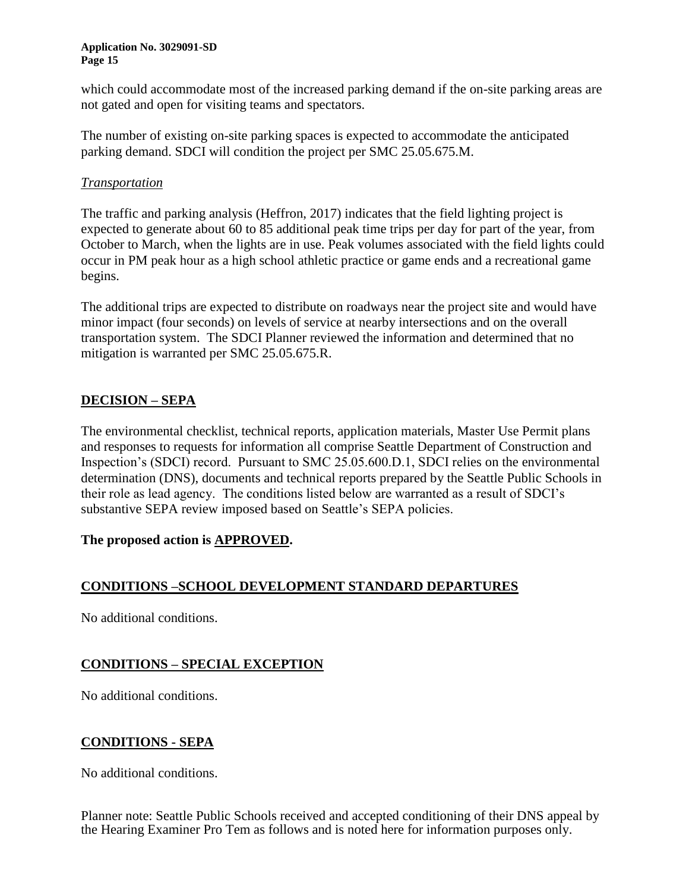which could accommodate most of the increased parking demand if the on-site parking areas are not gated and open for visiting teams and spectators.

The number of existing on-site parking spaces is expected to accommodate the anticipated parking demand. SDCI will condition the project per SMC 25.05.675.M.

*Transportation*

The traffic and parking analysis (Heffron, 2017) indicates that the field lighting project is expected to generate about 60 to 85 additional peak time trips per day for part of the year, from October to March, when the lights are in use. Peak volumes associated with the field lights could occur in PM peak hour as a high school athletic practice or game ends and a recreational game begins.

The additional trips are expected to distribute on roadways near the project site and would have minor impact (four seconds) on levels of service at nearby intersections and on the overall transportation system. The SDCI Planner reviewed the information and determined that no mitigation is warranted per SMC 25.05.675.R.

## DECISION – SEPA

The environmental checklist, technical reports, application materials, Master Use Permit plans and responses to requests for information all comprise Seattle Department of Construction and Inspection's (SDCI) record. Pursuant to SMC 25.05.600.D.1, SDCI relies on the environmental determination (DNS), documents and technical reports prepared by the Seattle Public Schools in their role as lead agency. The conditions listed below are warranted as a result of SDCI's substantive SEPA review imposed based on Seattle's SEPA policies.

**The proposed action is APPROVED.**

## CONDITIONS –SCHOOL DEVELOPMENT STANDARD DEPARTURES

No additional conditions.

## CONDITIONS – SPECIAL EXCEPTION

No additional conditions.

## CONDITIONS - SEPA

No additional conditions.

Planner note: Seattle Public Schools received and accepted conditioning of their DNS appeal by the Hearing Examiner Pro Tem as follows and is noted here for information purposes only.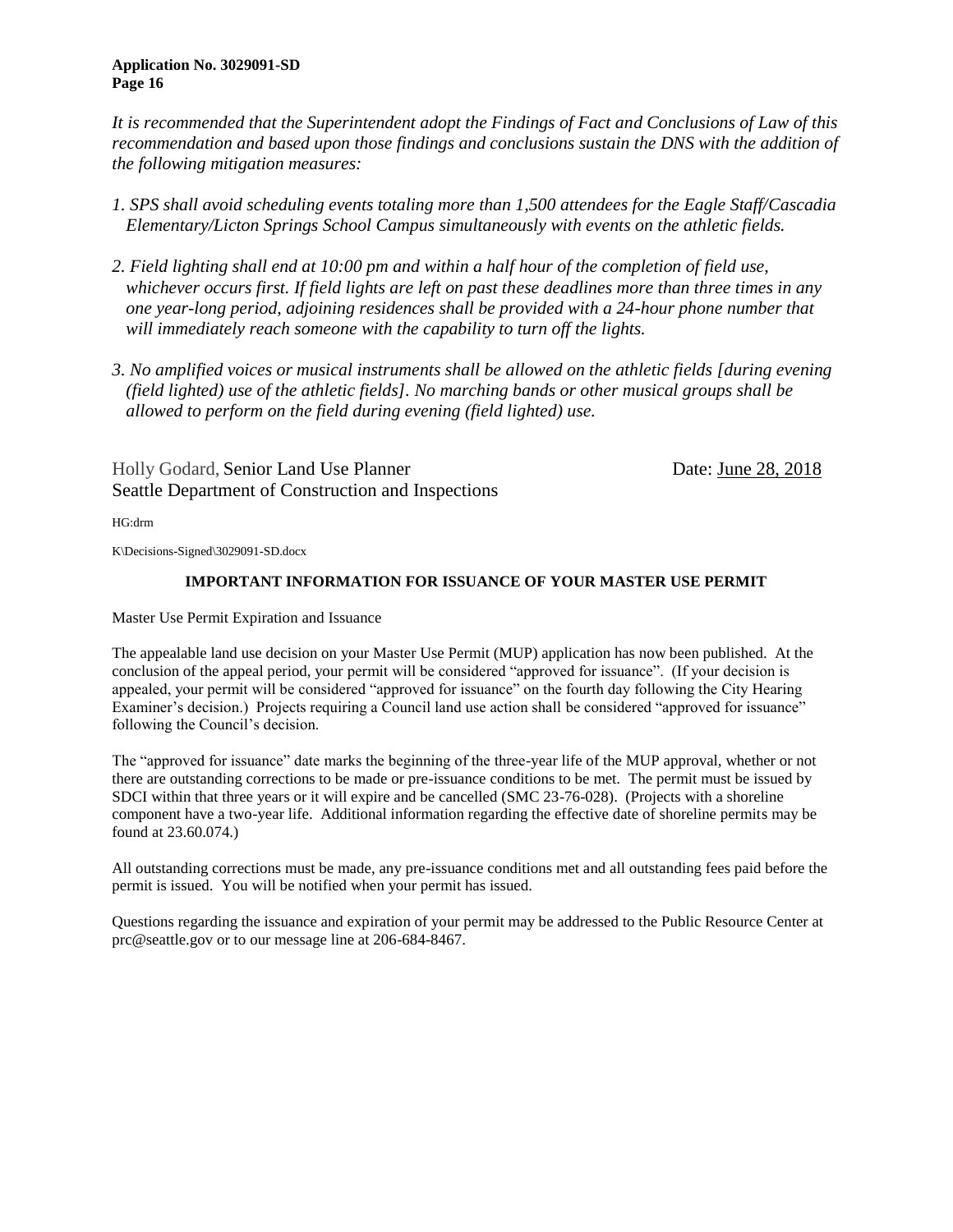*It is recommended that the Superintendent adopt the Findings of Fact and Conclusions of Law of this recommendation and based upon those findings and conclusions sustain the DNS with the addition of the following mitigation measures:*

1. *SPS shall avoid scheduling events totaling more than 1,500 attendees for the Eagle Staff/Cascadia Elementary/Licton Springs School Campus simultaneously with events on the athletic fields.*

2. *Field lighting shall end at 10:00 pm and within a half hour of the completion of field use, whichever occurs first. If field lights are left on past these deadlines more than three times in any one year-long period, adjoining residences shall be provided with a 24-hour phone number that will immediately reach someone with the capability to turn off the lights.*

3. *No amplified voices or musical instruments shall be allowed on the athletic fields [during evening (field lighted) use of the athletic fields]. No marching bands or other musical groups shall be allowed to perform on the field during evening (field lighted) use.*

Holly Godard, Senior Land Use Planner
Seattle Department of Construction and Inspections

Date: June 28, 2018

HG:drm

K\Decisions-Signed\3029091-SD.docx

**IMPORTANT INFORMATION FOR ISSUANCE OF YOUR MASTER USE PERMIT**

Master Use Permit Expiration and Issuance

The appealable land use decision on your Master Use Permit (MUP) application has now been published. At the conclusion of the appeal period, your permit will be considered "approved for issuance". (If your decision is appealed, your permit will be considered "approved for issuance" on the fourth day following the City Hearing Examiner's decision.) Projects requiring a Council land use action shall be considered "approved for issuance" following the Council's decision.

The "approved for issuance" date marks the beginning of the three-year life of the MUP approval, whether or not there are outstanding corrections to be made or pre-issuance conditions to be met. The permit must be issued by SDCI within that three years or it will expire and be cancelled (SMC 23-76-028). (Projects with a shoreline component have a two-year life. Additional information regarding the effective date of shoreline permits may be found at 23.60.074.)

All outstanding corrections must be made, any pre-issuance conditions met and all outstanding fees paid before the permit is issued. You will be notified when your permit has issued.

Questions regarding the issuance and expiration of your permit may be addressed to the Public Resource Center at prc@seattle.gov or to our message line at 206-684-8467.